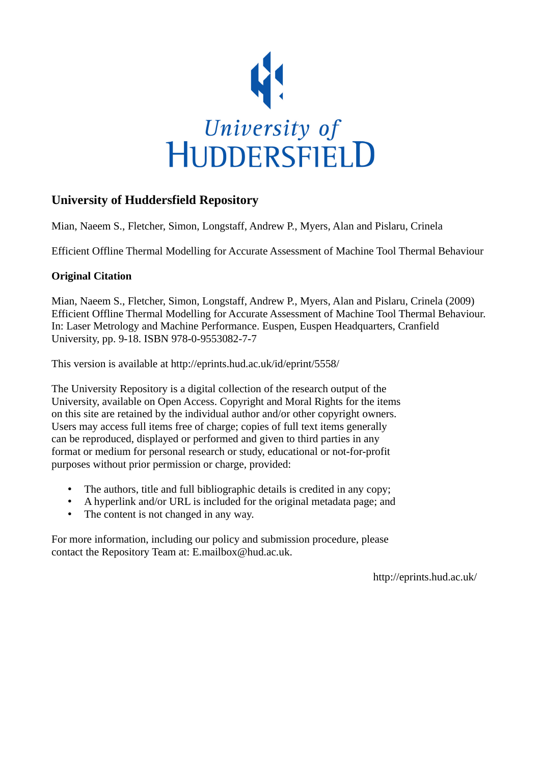University of
HUDDERSFIELD

## University of Huddersfield Repository

Mian, Naeem S., Fletcher, Simon, Longstaff, Andrew P., Myers, Alan and Pislaru, Crinela

Efficient Offline Thermal Modelling for Accurate Assessment of Machine Tool Thermal Behaviour

### Original Citation

Mian, Naeem S., Fletcher, Simon, Longstaff, Andrew P., Myers, Alan and Pislaru, Crinela (2009) Efficient Offline Thermal Modelling for Accurate Assessment of Machine Tool Thermal Behaviour. In: Laser Metrology and Machine Performance. Euspen, Euspen Headquarters, Cranfield University, pp. 9-18. ISBN 978-0-9553082-7-7

This version is available at http://eprints.hud.ac.uk/id/eprint/5558/

The University Repository is a digital collection of the research output of the University, available on Open Access. Copyright and Moral Rights for the items on this site are retained by the individual author and/or other copyright owners. Users may access full items free of charge; copies of full text items generally can be reproduced, displayed or performed and given to third parties in any format or medium for personal research or study, educational or not-for-profit purposes without prior permission or charge, provided:

- The authors, title and full bibliographic details is credited in any copy;
- A hyperlink and/or URL is included for the original metadata page; and
- The content is not changed in any way.

For more information, including our policy and submission procedure, please contact the Repository Team at: E.mailbox@hud.ac.uk.

http://eprints.hud.ac.uk/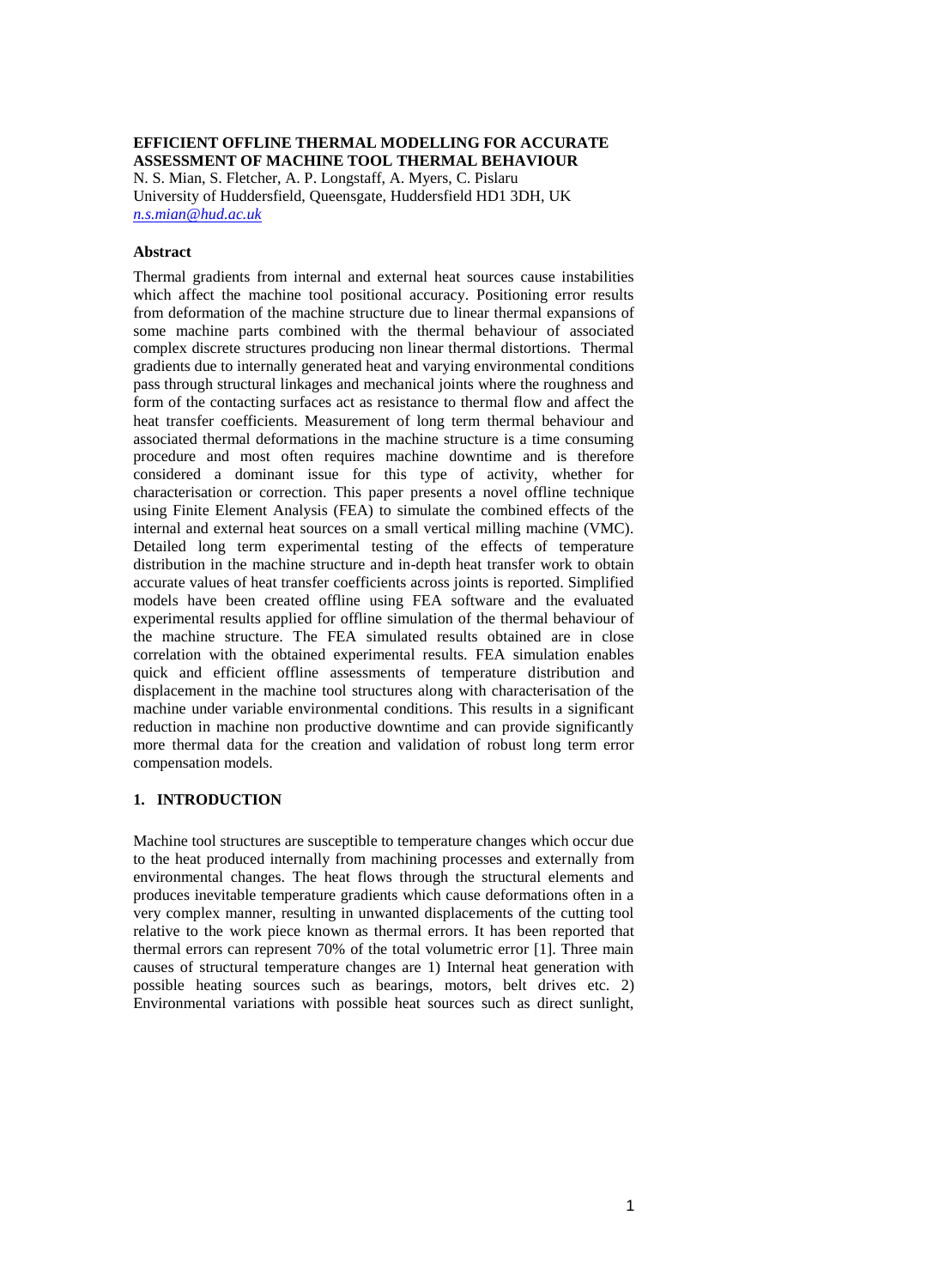# EFFICIENT OFFLINE THERMAL MODELLING FOR ACCURATE ASSESSMENT OF MACHINE TOOL THERMAL BEHAVIOUR

N. S. Mian, S. Fletcher, A. P. Longstaff, A. Myers, C. Pislaru
University of Huddersfield, Queensgate, Huddersfield HD1 3DH, UK
*n.s.mian@hud.ac.uk*

## Abstract

Thermal gradients from internal and external heat sources cause instabilities which affect the machine tool positional accuracy. Positioning error results from deformation of the machine structure due to linear thermal expansions of some machine parts combined with the thermal behaviour of associated complex discrete structures producing non linear thermal distortions. Thermal gradients due to internally generated heat and varying environmental conditions pass through structural linkages and mechanical joints where the roughness and form of the contacting surfaces act as resistance to thermal flow and affect the heat transfer coefficients. Measurement of long term thermal behaviour and associated thermal deformations in the machine structure is a time consuming procedure and most often requires machine downtime and is therefore considered a dominant issue for this type of activity, whether for characterisation or correction. This paper presents a novel offline technique using Finite Element Analysis (FEA) to simulate the combined effects of the internal and external heat sources on a small vertical milling machine (VMC). Detailed long term experimental testing of the effects of temperature distribution in the machine structure and in-depth heat transfer work to obtain accurate values of heat transfer coefficients across joints is reported. Simplified models have been created offline using FEA software and the evaluated experimental results applied for offline simulation of the thermal behaviour of the machine structure. The FEA simulated results obtained are in close correlation with the obtained experimental results. FEA simulation enables quick and efficient offline assessments of temperature distribution and displacement in the machine tool structures along with characterisation of the machine under variable environmental conditions. This results in a significant reduction in machine non productive downtime and can provide significantly more thermal data for the creation and validation of robust long term error compensation models.

## 1. INTRODUCTION

Machine tool structures are susceptible to temperature changes which occur due to the heat produced internally from machining processes and externally from environmental changes. The heat flows through the structural elements and produces inevitable temperature gradients which cause deformations often in a very complex manner, resulting in unwanted displacements of the cutting tool relative to the work piece known as thermal errors. It has been reported that thermal errors can represent 70% of the total volumetric error [1]. Three main causes of structural temperature changes are 1) Internal heat generation with possible heating sources such as bearings, motors, belt drives etc. 2) Environmental variations with possible heat sources such as direct sunlight,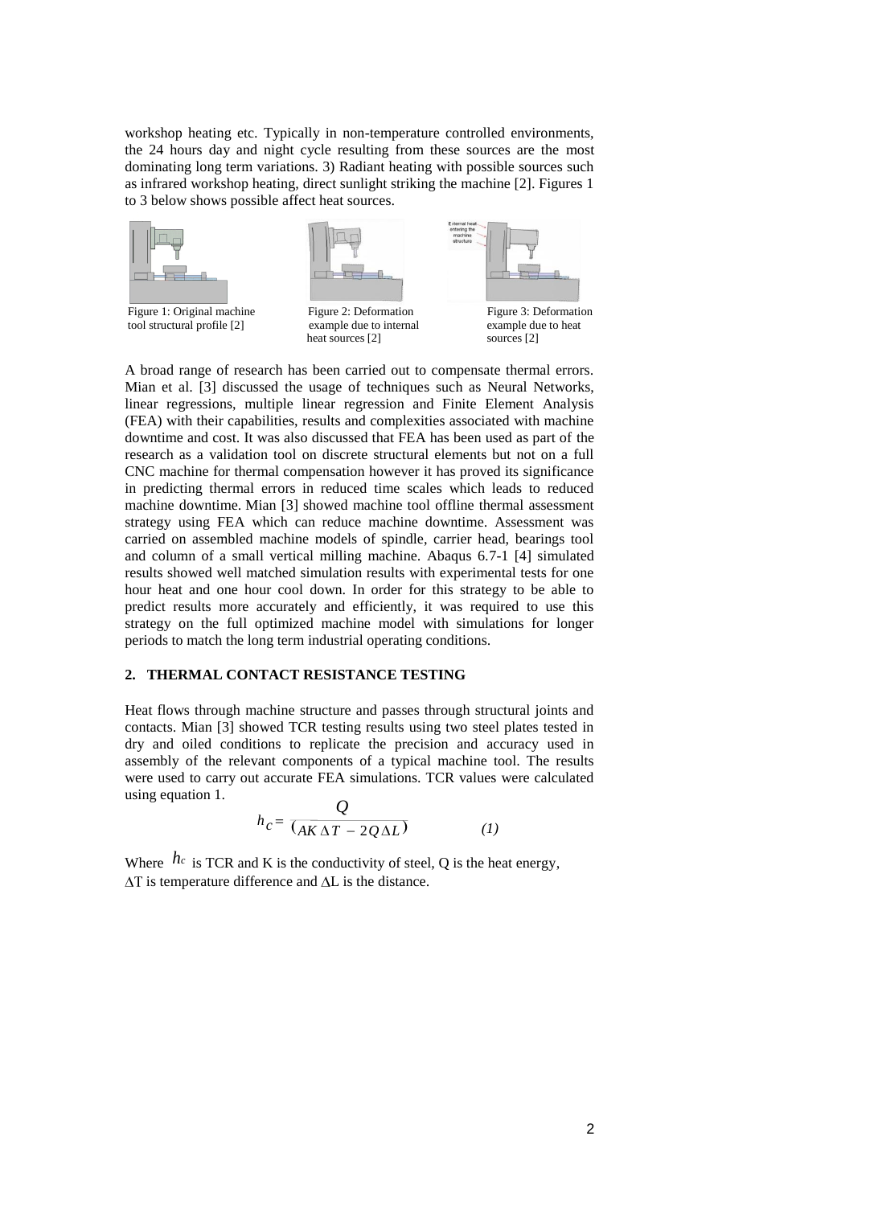workshop heating etc. Typically in non-temperature controlled environments, the 24 hours day and night cycle resulting from these sources are the most dominating long term variations. 3) Radiant heating with possible sources such as infrared workshop heating, direct sunlight striking the machine [2]. Figures 1 to 3 below shows possible affect heat sources.

Figure 1: Original machine tool structural profile [2]

Figure 2: Deformation example due to internal heat sources [2]

Figure 3: Deformation example due to heat sources [2]

A broad range of research has been carried out to compensate thermal errors. Mian et al. [3] discussed the usage of techniques such as Neural Networks, linear regressions, multiple linear regression and Finite Element Analysis (FEA) with their capabilities, results and complexities associated with machine downtime and cost. It was also discussed that FEA has been used as part of the research as a validation tool on discrete structural elements but not on a full CNC machine for thermal compensation however it has proved its significance in predicting thermal errors in reduced time scales which leads to reduced machine downtime. Mian [3] showed machine tool offline thermal assessment strategy using FEA which can reduce machine downtime. Assessment was carried on assembled machine models of spindle, carrier head, bearings tool and column of a small vertical milling machine. Abaqus 6.7-1 [4] simulated results showed well matched simulation results with experimental tests for one hour heat and one hour cool down. In order for this strategy to be able to predict results more accurately and efficiently, it was required to use this strategy on the full optimized machine model with simulations for longer periods to match the long term industrial operating conditions.

## 2. THERMAL CONTACT RESISTANCE TESTING

Heat flows through machine structure and passes through structural joints and contacts. Mian [3] showed TCR testing results using two steel plates tested in dry and oiled conditions to replicate the precision and accuracy used in assembly of the relevant components of a typical machine tool. The results were used to carry out accurate FEA simulations. TCR values were calculated using equation 1.

$$h_c = \frac{Q}{(AK\,\Delta T - 2Q\,\Delta L)} \qquad (1)$$

Where $h_c$ is TCR and K is the conductivity of steel, Q is the heat energy, $\Delta T$ is temperature difference and $\Delta L$ is the distance.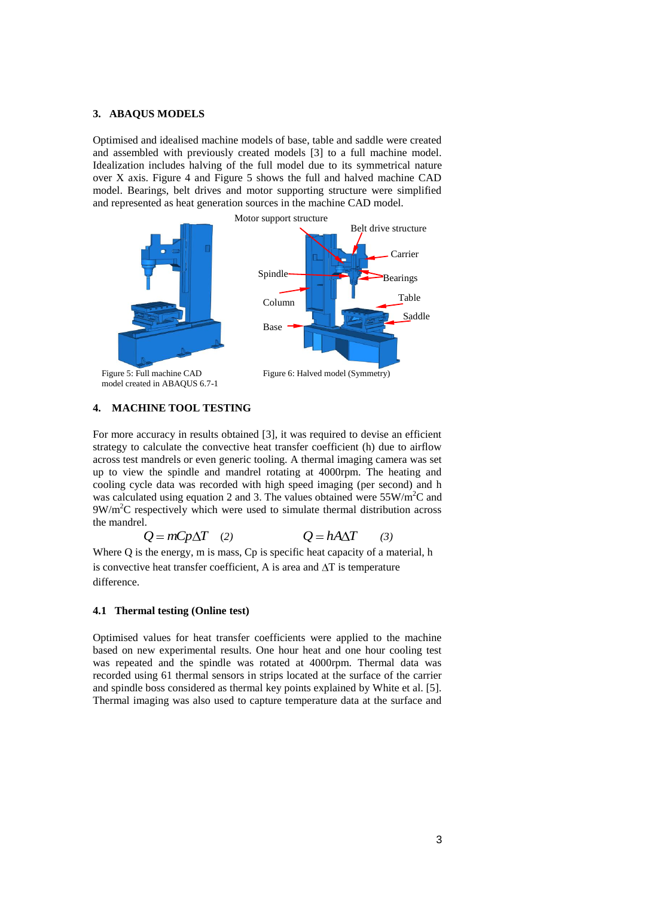## 3. ABAQUS MODELS

Optimised and idealised machine models of base, table and saddle were created and assembled with previously created models [3] to a full machine model. Idealization includes halving of the full model due to its symmetrical nature over X axis. Figure 4 and Figure 5 shows the full and halved machine CAD model. Bearings, belt drives and motor supporting structure were simplified and represented as heat generation sources in the machine CAD model.

Figure 5: Full machine CAD model created in ABAQUS 6.7-1

Figure 6: Halved model (Symmetry)

## 4. MACHINE TOOL TESTING

For more accuracy in results obtained [3], it was required to devise an efficient strategy to calculate the convective heat transfer coefficient (h) due to airflow across test mandrels or even generic tooling. A thermal imaging camera was set up to view the spindle and mandrel rotating at 4000rpm. The heating and cooling cycle data was recorded with high speed imaging (per second) and h was calculated using equation 2 and 3. The values obtained were $55\text{W/m}^2\text{C}$ and $9\text{W/m}^2\text{C}$ respectively which were used to simulate thermal distribution across the mandrel.

$$Q = mCp\Delta T \quad (2) \qquad\qquad Q = hA\Delta T \quad (3)$$

Where Q is the energy, m is mass, Cp is specific heat capacity of a material, h is convective heat transfer coefficient, A is area and $\Delta$T is temperature difference.

### 4.1 Thermal testing (Online test)

Optimised values for heat transfer coefficients were applied to the machine based on new experimental results. One hour heat and one hour cooling test was repeated and the spindle was rotated at 4000rpm. Thermal data was recorded using 61 thermal sensors in strips located at the surface of the carrier and spindle boss considered as thermal key points explained by White et al. [5]. Thermal imaging was also used to capture temperature data at the surface and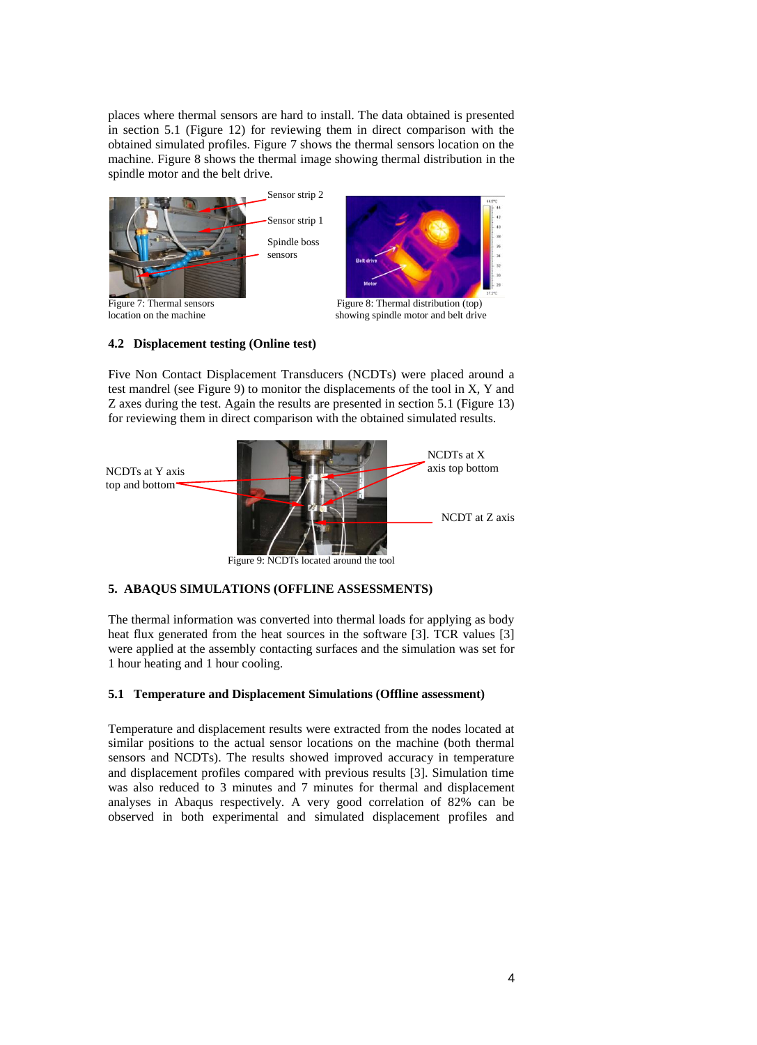places where thermal sensors are hard to install. The data obtained is presented in section 5.1 (Figure 12) for reviewing them in direct comparison with the obtained simulated profiles. Figure 7 shows the thermal sensors location on the machine. Figure 8 shows the thermal image showing thermal distribution in the spindle motor and the belt drive.

Figure 7: Thermal sensors location on the machine

Figure 8: Thermal distribution (top) showing spindle motor and belt drive

### 4.2 Displacement testing (Online test)

Five Non Contact Displacement Transducers (NCDTs) were placed around a test mandrel (see Figure 9) to monitor the displacements of the tool in X, Y and Z axes during the test. Again the results are presented in section 5.1 (Figure 13) for reviewing them in direct comparison with the obtained simulated results.

Figure 9: NCDTs located around the tool

## 5. ABAQUS SIMULATIONS (OFFLINE ASSESSMENTS)

The thermal information was converted into thermal loads for applying as body heat flux generated from the heat sources in the software [3]. TCR values [3] were applied at the assembly contacting surfaces and the simulation was set for 1 hour heating and 1 hour cooling.

### 5.1 Temperature and Displacement Simulations (Offline assessment)

Temperature and displacement results were extracted from the nodes located at similar positions to the actual sensor locations on the machine (both thermal sensors and NCDTs). The results showed improved accuracy in temperature and displacement profiles compared with previous results [3]. Simulation time was also reduced to 3 minutes and 7 minutes for thermal and displacement analyses in Abaqus respectively. A very good correlation of 82% can be observed in both experimental and simulated displacement profiles and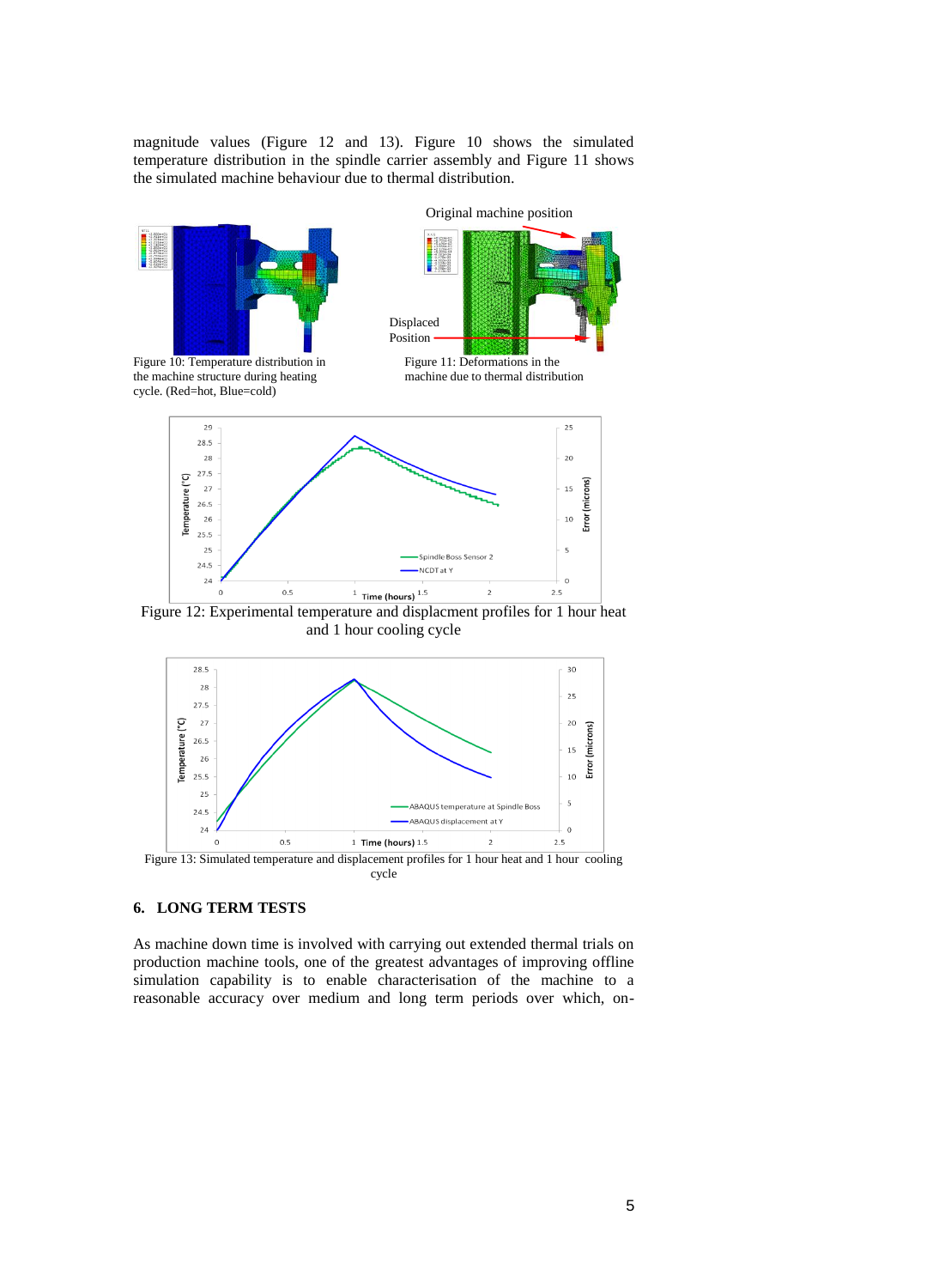magnitude values (Figure 12 and 13). Figure 10 shows the simulated temperature distribution in the spindle carrier assembly and Figure 11 shows the simulated machine behaviour due to thermal distribution.

Figure 10: Temperature distribution in the machine structure during heating cycle. (Red=hot, Blue=cold)

Figure 11: Deformations in the machine due to thermal distribution

Figure 12: Experimental temperature and displacment profiles for 1 hour heat and 1 hour cooling cycle

Figure 13: Simulated temperature and displacement profiles for 1 hour heat and 1 hour cooling cycle

## 6. LONG TERM TESTS

As machine down time is involved with carrying out extended thermal trials on production machine tools, one of the greatest advantages of improving offline simulation capability is to enable characterisation of the machine to a reasonable accuracy over medium and long term periods over which, on-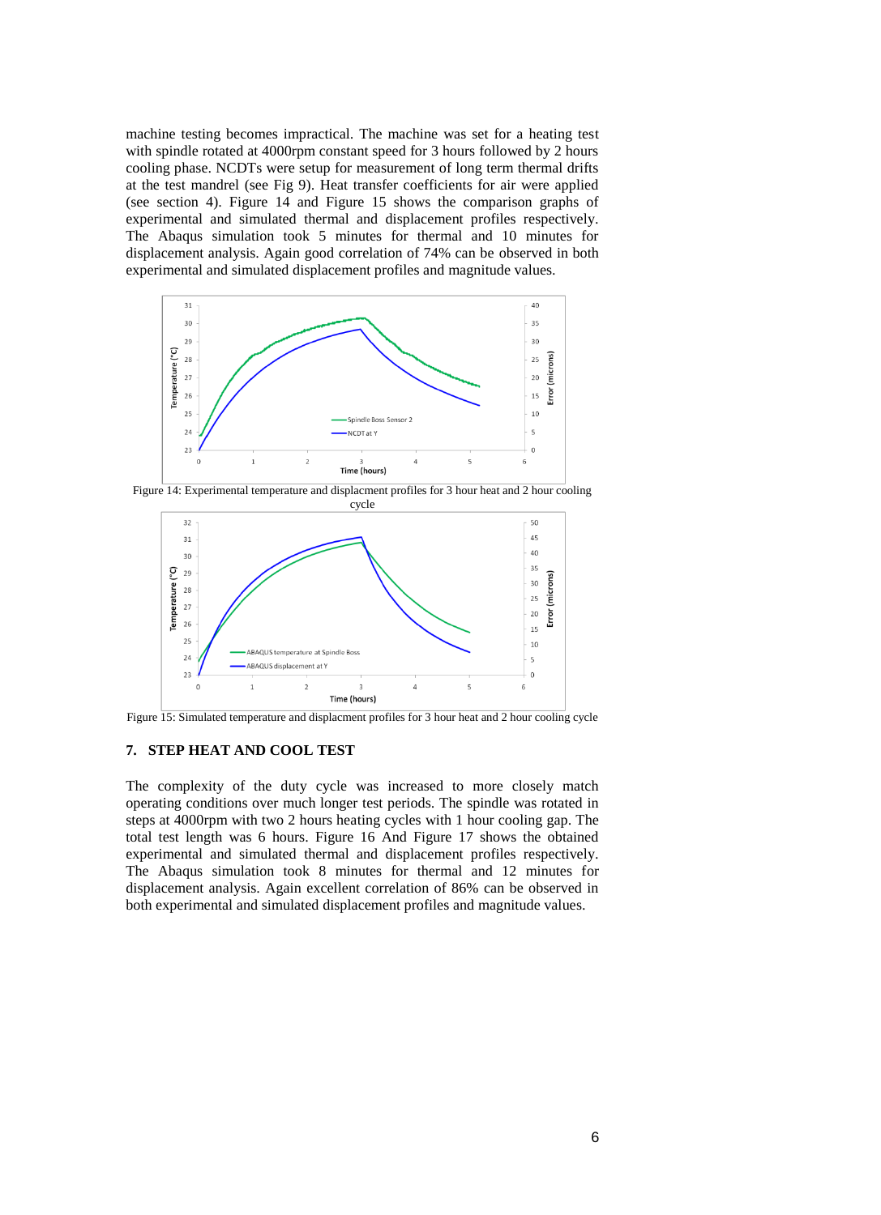machine testing becomes impractical. The machine was set for a heating test with spindle rotated at 4000rpm constant speed for 3 hours followed by 2 hours cooling phase. NCDTs were setup for measurement of long term thermal drifts at the test mandrel (see Fig 9). Heat transfer coefficients for air were applied (see section 4). Figure 14 and Figure 15 shows the comparison graphs of experimental and simulated thermal and displacement profiles respectively. The Abaqus simulation took 5 minutes for thermal and 10 minutes for displacement analysis. Again good correlation of 74% can be observed in both experimental and simulated displacement profiles and magnitude values.

Figure 14: Experimental temperature and displacment profiles for 3 hour heat and 2 hour cooling cycle

Figure 15: Simulated temperature and displacment profiles for 3 hour heat and 2 hour cooling cycle

## 7. STEP HEAT AND COOL TEST

The complexity of the duty cycle was increased to more closely match operating conditions over much longer test periods. The spindle was rotated in steps at 4000rpm with two 2 hours heating cycles with 1 hour cooling gap. The total test length was 6 hours. Figure 16 And Figure 17 shows the obtained experimental and simulated thermal and displacement profiles respectively. The Abaqus simulation took 8 minutes for thermal and 12 minutes for displacement analysis. Again excellent correlation of 86% can be observed in both experimental and simulated displacement profiles and magnitude values.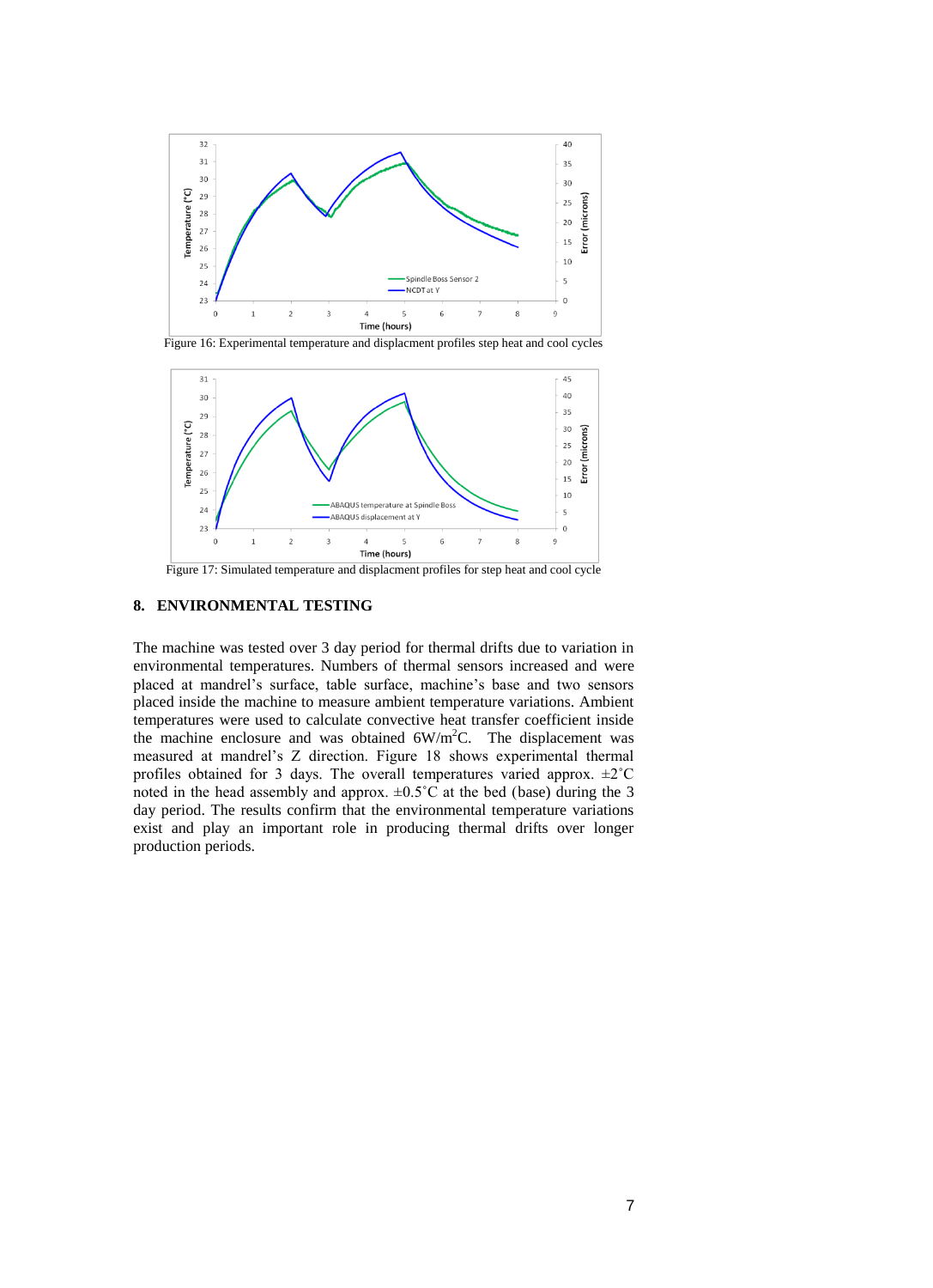Figure 16: Experimental temperature and displacment profiles step heat and cool cycles

Figure 17: Simulated temperature and displacment profiles for step heat and cool cycle

## 8. ENVIRONMENTAL TESTING

The machine was tested over 3 day period for thermal drifts due to variation in environmental temperatures. Numbers of thermal sensors increased and were placed at mandrel's surface, table surface, machine's base and two sensors placed inside the machine to measure ambient temperature variations. Ambient temperatures were used to calculate convective heat transfer coefficient inside the machine enclosure and was obtained $6 W/m^2C$. The displacement was measured at mandrel's Z direction. Figure 18 shows experimental thermal profiles obtained for 3 days. The overall temperatures varied approx. ±2˚C noted in the head assembly and approx. ±0.5˚C at the bed (base) during the 3 day period. The results confirm that the environmental temperature variations exist and play an important role in producing thermal drifts over longer production periods.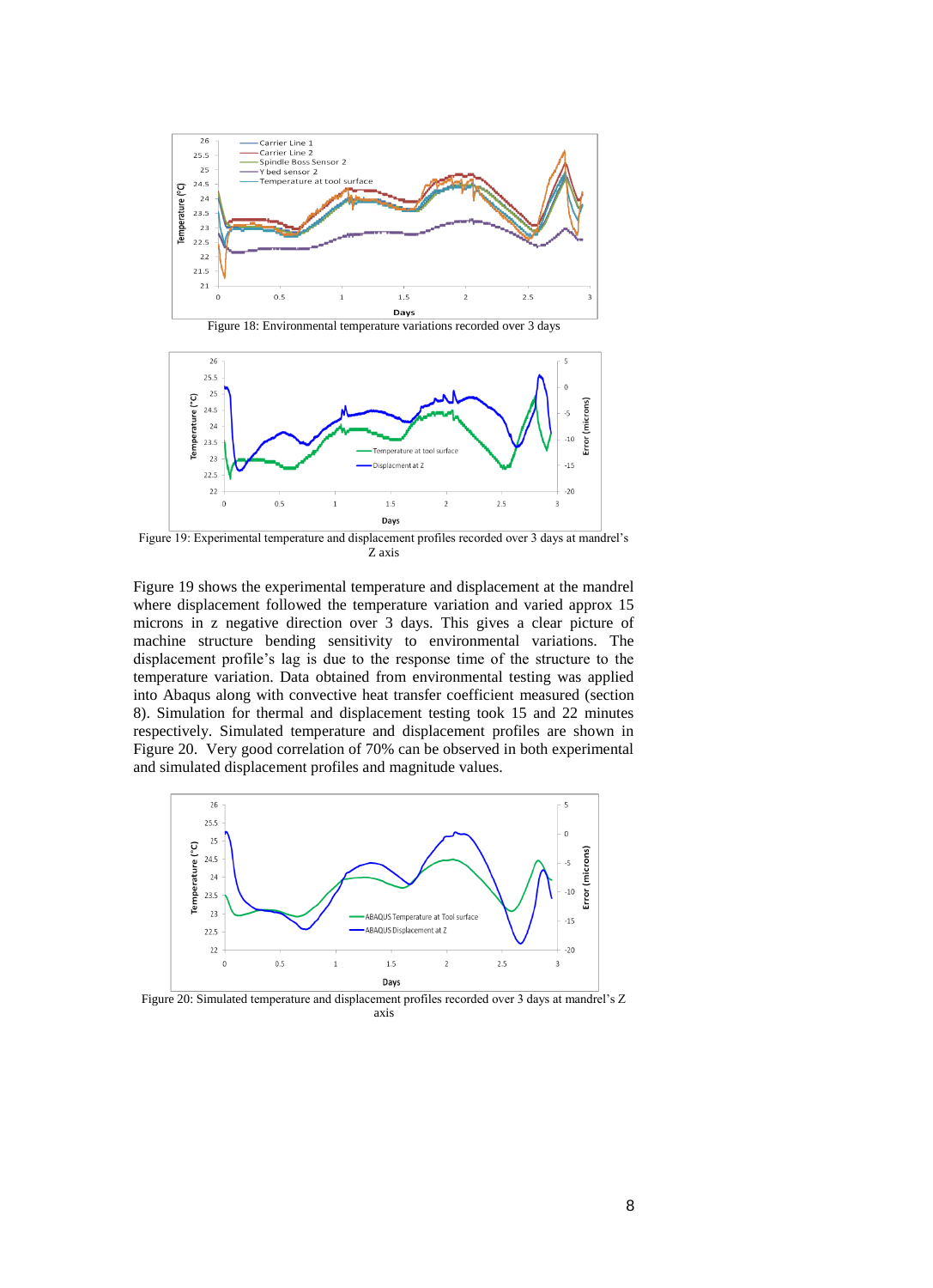Figure 18: Environmental temperature variations recorded over 3 days

Figure 19: Experimental temperature and displacement profiles recorded over 3 days at mandrel's Z axis

Figure 19 shows the experimental temperature and displacement at the mandrel where displacement followed the temperature variation and varied approx 15 microns in z negative direction over 3 days. This gives a clear picture of machine structure bending sensitivity to environmental variations. The displacement profile's lag is due to the response time of the structure to the temperature variation. Data obtained from environmental testing was applied into Abaqus along with convective heat transfer coefficient measured (section 8). Simulation for thermal and displacement testing took 15 and 22 minutes respectively. Simulated temperature and displacement profiles are shown in Figure 20. Very good correlation of 70% can be observed in both experimental and simulated displacement profiles and magnitude values.

Figure 20: Simulated temperature and displacement profiles recorded over 3 days at mandrel's Z axis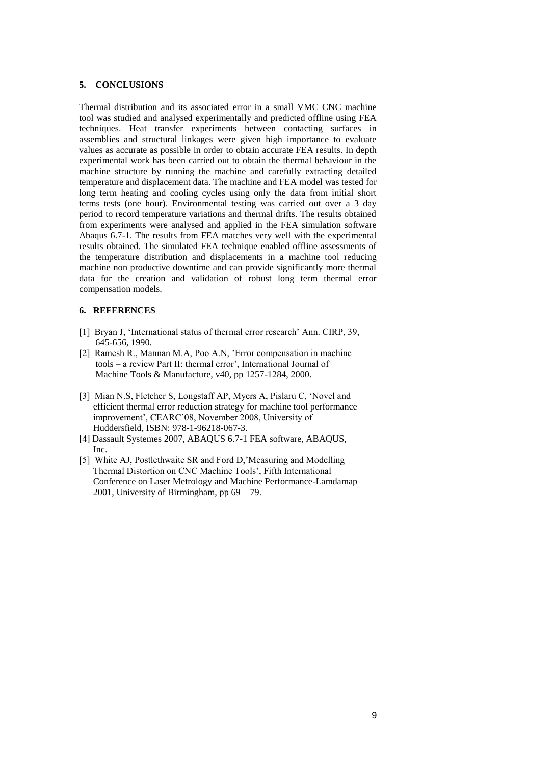## 5. CONCLUSIONS

Thermal distribution and its associated error in a small VMC CNC machine tool was studied and analysed experimentally and predicted offline using FEA techniques. Heat transfer experiments between contacting surfaces in assemblies and structural linkages were given high importance to evaluate values as accurate as possible in order to obtain accurate FEA results. In depth experimental work has been carried out to obtain the thermal behaviour in the machine structure by running the machine and carefully extracting detailed temperature and displacement data. The machine and FEA model was tested for long term heating and cooling cycles using only the data from initial short terms tests (one hour). Environmental testing was carried out over a 3 day period to record temperature variations and thermal drifts. The results obtained from experiments were analysed and applied in the FEA simulation software Abaqus 6.7-1. The results from FEA matches very well with the experimental results obtained. The simulated FEA technique enabled offline assessments of the temperature distribution and displacements in a machine tool reducing machine non productive downtime and can provide significantly more thermal data for the creation and validation of robust long term thermal error compensation models.

## 6. REFERENCES

[1] Bryan J, 'International status of thermal error research' Ann. CIRP, 39, 645-656, 1990.

[2] Ramesh R., Mannan M.A, Poo A.N, 'Error compensation in machine tools – a review Part II: thermal error', International Journal of Machine Tools & Manufacture, v40, pp 1257-1284, 2000.

[3] Mian N.S, Fletcher S, Longstaff AP, Myers A, Pislaru C, 'Novel and efficient thermal error reduction strategy for machine tool performance improvement', CEARC'08, November 2008, University of Huddersfield, ISBN: 978-1-96218-067-3.

[4] Dassault Systemes 2007, ABAQUS 6.7-1 FEA software, ABAQUS, Inc.

[5] White AJ, Postlethwaite SR and Ford D,'Measuring and Modelling Thermal Distortion on CNC Machine Tools', Fifth International Conference on Laser Metrology and Machine Performance-Lamdamap 2001, University of Birmingham, pp 69 – 79.